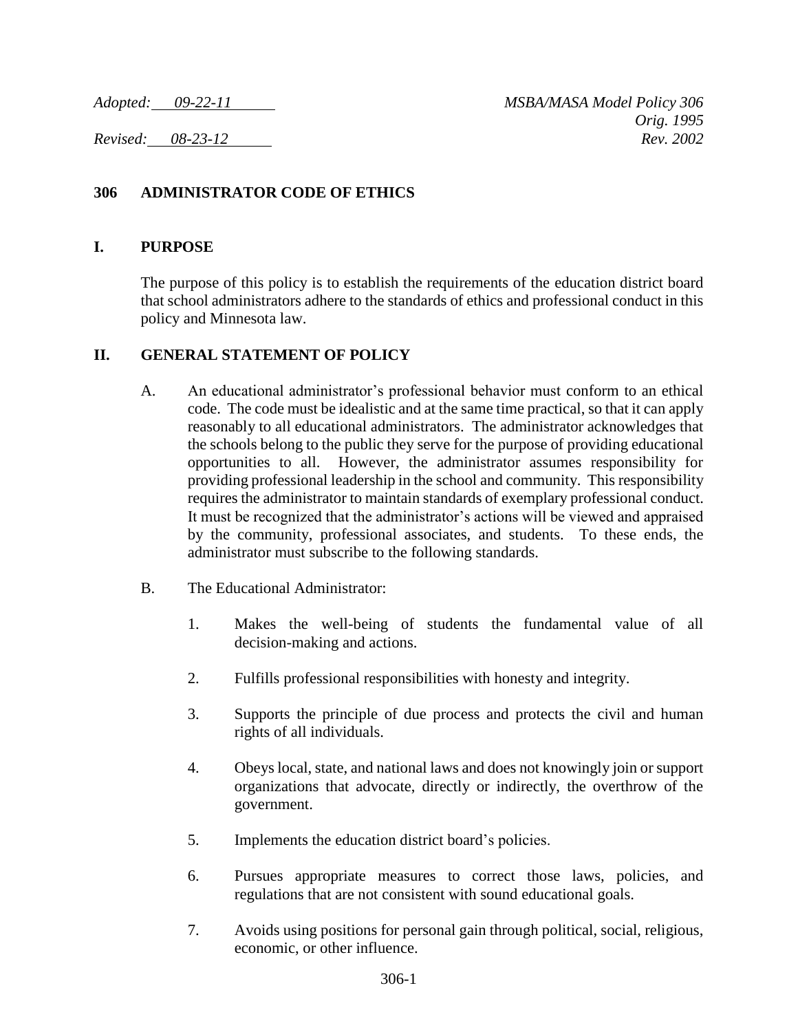*Adopted: 09-22-11* *MSBA/MASA Model Policy 306*
*Orig. 1995*
*Revised: 08-23-12* *Rev. 2002*

# 306 ADMINISTRATOR CODE OF ETHICS

## I. PURPOSE

The purpose of this policy is to establish the requirements of the education district board that school administrators adhere to the standards of ethics and professional conduct in this policy and Minnesota law.

## II. GENERAL STATEMENT OF POLICY

A. An educational administrator's professional behavior must conform to an ethical code. The code must be idealistic and at the same time practical, so that it can apply reasonably to all educational administrators. The administrator acknowledges that the schools belong to the public they serve for the purpose of providing educational opportunities to all. However, the administrator assumes responsibility for providing professional leadership in the school and community. This responsibility requires the administrator to maintain standards of exemplary professional conduct. It must be recognized that the administrator's actions will be viewed and appraised by the community, professional associates, and students. To these ends, the administrator must subscribe to the following standards.

B. The Educational Administrator:

1. Makes the well-being of students the fundamental value of all decision-making and actions.

2. Fulfills professional responsibilities with honesty and integrity.

3. Supports the principle of due process and protects the civil and human rights of all individuals.

4. Obeys local, state, and national laws and does not knowingly join or support organizations that advocate, directly or indirectly, the overthrow of the government.

5. Implements the education district board's policies.

6. Pursues appropriate measures to correct those laws, policies, and regulations that are not consistent with sound educational goals.

7. Avoids using positions for personal gain through political, social, religious, economic, or other influence.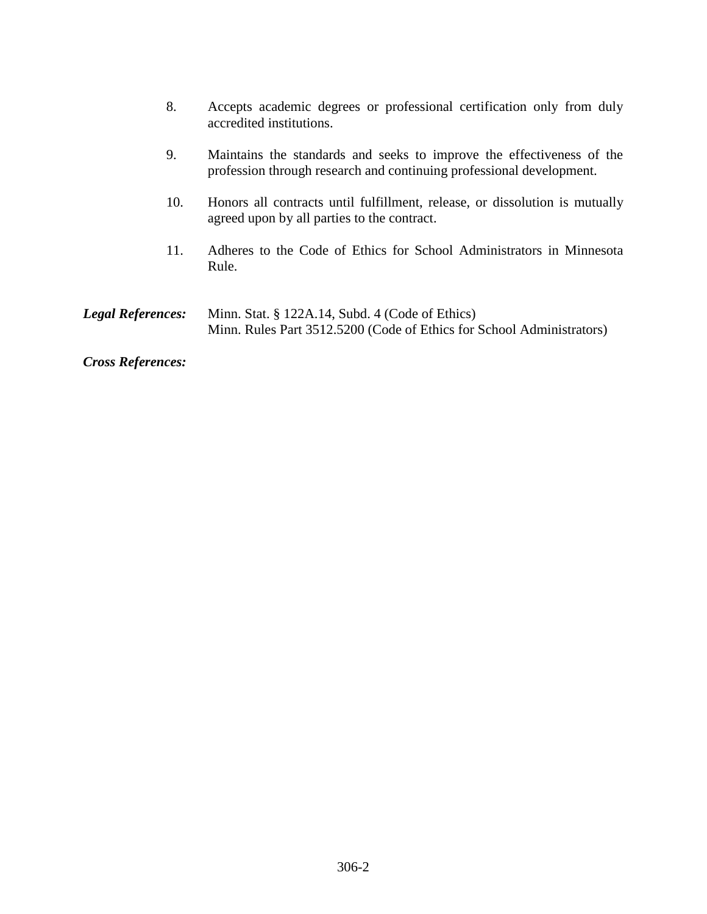8. Accepts academic degrees or professional certification only from duly accredited institutions.

9. Maintains the standards and seeks to improve the effectiveness of the profession through research and continuing professional development.

10. Honors all contracts until fulfillment, release, or dissolution is mutually agreed upon by all parties to the contract.

11. Adheres to the Code of Ethics for School Administrators in Minnesota Rule.

***Legal References:*** Minn. Stat. § 122A.14, Subd. 4 (Code of Ethics)
Minn. Rules Part 3512.5200 (Code of Ethics for School Administrators)

***Cross References:***